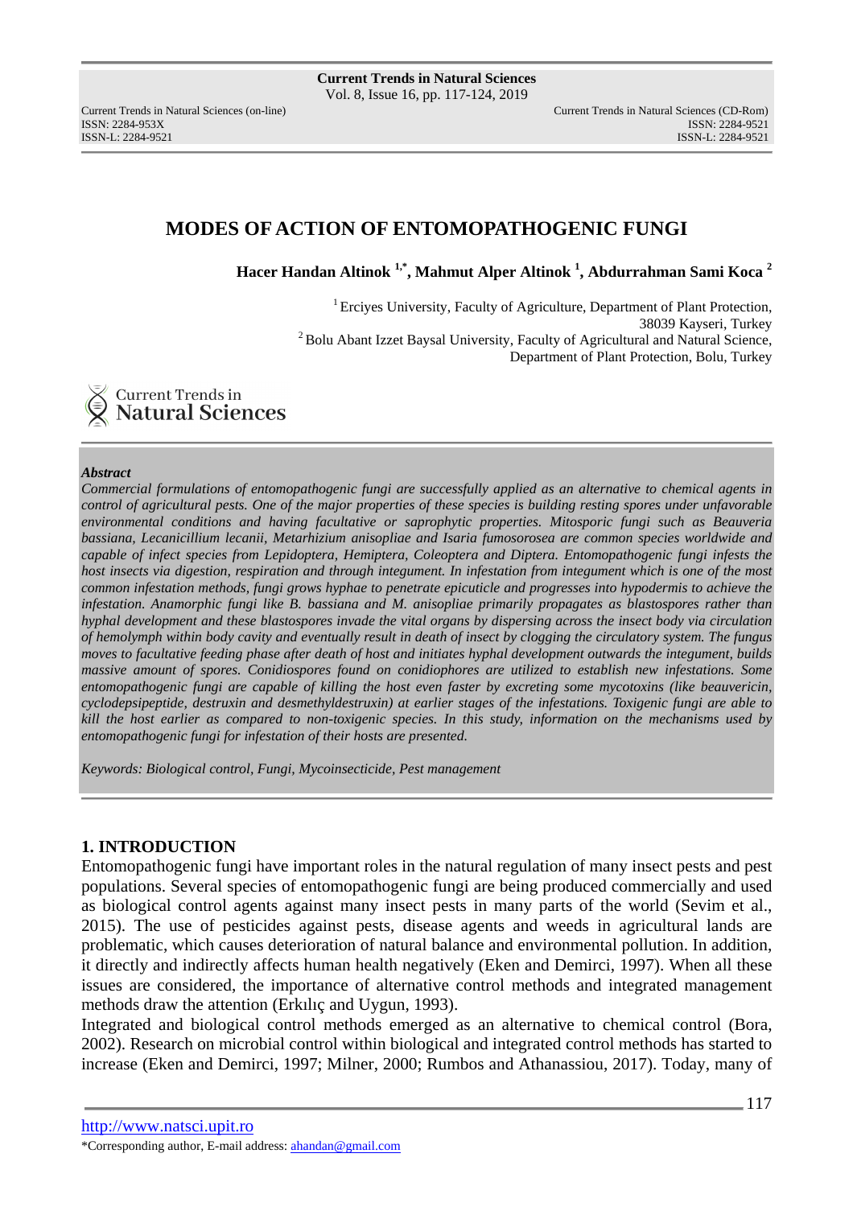# MODES OF ACTION OF ENTOMOPATHOGENIC FUNGI

**Hacer Handan Altinok [1,*], Mahmut Alper Altinok [1], Abdurrahman Sami Koca [2]**

[1] Erciyes University, Faculty of Agriculture, Department of Plant Protection, 38039 Kayseri, Turkey

[2] Bolu Abant Izzet Baysal University, Faculty of Agricultural and Natural Science, Department of Plant Protection, Bolu, Turkey

***Abstract***

*Commercial formulations of entomopathogenic fungi are successfully applied as an alternative to chemical agents in control of agricultural pests. One of the major properties of these species is building resting spores under unfavorable environmental conditions and having facultative or saprophytic properties. Mitosporic fungi such as Beauveria bassiana, Lecanicillium lecanii, Metarhizium anisopliae and Isaria fumosorosea are common species worldwide and capable of infect species from Lepidoptera, Hemiptera, Coleoptera and Diptera. Entomopathogenic fungi infests the host insects via digestion, respiration and through integument. In infestation from integument which is one of the most common infestation methods, fungi grows hyphae to penetrate epicuticle and progresses into hypodermis to achieve the infestation. Anamorphic fungi like B. bassiana and M. anisopliae primarily propagates as blastospores rather than hyphal development and these blastospores invade the vital organs by dispersing across the insect body via circulation of hemolymph within body cavity and eventually result in death of insect by clogging the circulatory system. The fungus moves to facultative feeding phase after death of host and initiates hyphal development outwards the integument, builds massive amount of spores. Conidiospores found on conidiophores are utilized to establish new infestations. Some entomopathogenic fungi are capable of killing the host even faster by excreting some mycotoxins (like beauvericin, cyclodepsipeptide, destruxin and desmethyldestruxin) at earlier stages of the infestations. Toxigenic fungi are able to kill the host earlier as compared to non-toxigenic species. In this study, information on the mechanisms used by entomopathogenic fungi for infestation of their hosts are presented.*

*Keywords: Biological control, Fungi, Mycoinsecticide, Pest management*

## 1. INTRODUCTION

Entomopathogenic fungi have important roles in the natural regulation of many insect pests and pest populations. Several species of entomopathogenic fungi are being produced commercially and used as biological control agents against many insect pests in many parts of the world (Sevim et al., 2015). The use of pesticides against pests, disease agents and weeds in agricultural lands are problematic, which causes deterioration of natural balance and environmental pollution. In addition, it directly and indirectly affects human health negatively (Eken and Demirci, 1997). When all these issues are considered, the importance of alternative control methods and integrated management methods draw the attention (Erkılıç and Uygun, 1993).

Integrated and biological control methods emerged as an alternative to chemical control (Bora, 2002). Research on microbial control within biological and integrated control methods has started to increase (Eken and Demirci, 1997; Milner, 2000; Rumbos and Athanassiou, 2017). Today, many of

http://www.natsci.upit.ro

*Corresponding author, E-mail address: ahandan@gmail.com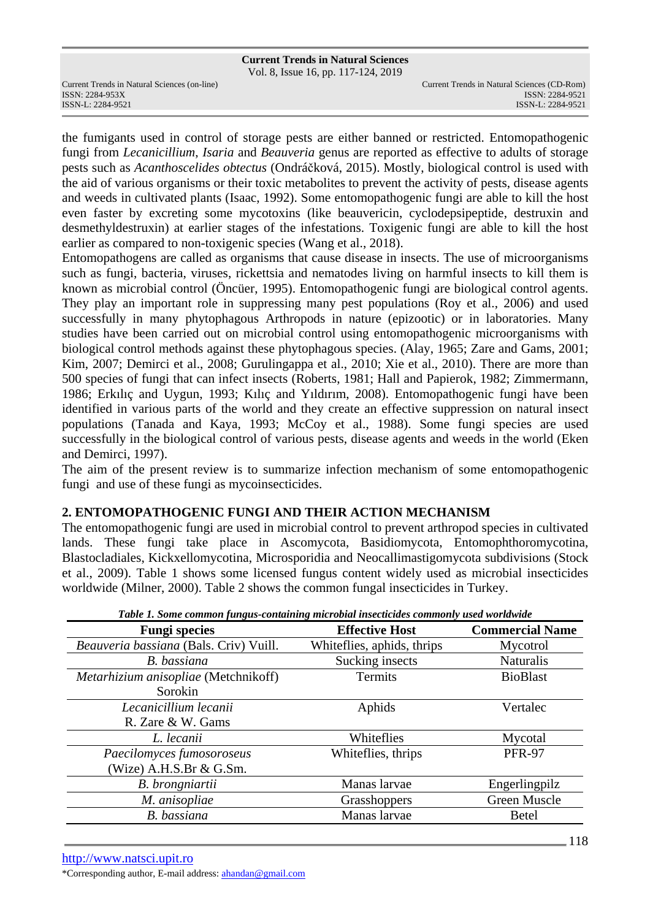the fumigants used in control of storage pests are either banned or restricted. Entomopathogenic fungi from *Lecanicillium*, *Isaria* and *Beauveria* genus are reported as effective to adults of storage pests such as *Acanthoscelides obtectus* (Ondráčková, 2015). Mostly, biological control is used with the aid of various organisms or their toxic metabolites to prevent the activity of pests, disease agents and weeds in cultivated plants (Isaac, 1992). Some entomopathogenic fungi are able to kill the host even faster by excreting some mycotoxins (like beauvericin, cyclodepsipeptide, destruxin and desmethyldestruxin) at earlier stages of the infestations. Toxigenic fungi are able to kill the host earlier as compared to non-toxigenic species (Wang et al., 2018).

Entomopathogens are called as organisms that cause disease in insects. The use of microorganisms such as fungi, bacteria, viruses, rickettsia and nematodes living on harmful insects to kill them is known as microbial control (Öncüer, 1995). Entomopathogenic fungi are biological control agents. They play an important role in suppressing many pest populations (Roy et al., 2006) and used successfully in many phytophagous Arthropods in nature (epizootic) or in laboratories. Many studies have been carried out on microbial control using entomopathogenic microorganisms with biological control methods against these phytophagous species. (Alay, 1965; Zare and Gams, 2001; Kim, 2007; Demirci et al., 2008; Gurulingappa et al., 2010; Xie et al., 2010). There are more than 500 species of fungi that can infect insects (Roberts, 1981; Hall and Papierok, 1982; Zimmermann, 1986; Erkılıç and Uygun, 1993; Kılıç and Yıldırım, 2008). Entomopathogenic fungi have been identified in various parts of the world and they create an effective suppression on natural insect populations (Tanada and Kaya, 1993; McCoy et al., 1988). Some fungi species are used successfully in the biological control of various pests, disease agents and weeds in the world (Eken and Demirci, 1997).

The aim of the present review is to summarize infection mechanism of some entomopathogenic fungi and use of these fungi as mycoinsecticides.

## 2. ENTOMOPATHOGENIC FUNGI AND THEIR ACTION MECHANISM

The entomopathogenic fungi are used in microbial control to prevent arthropod species in cultivated lands. These fungi take place in Ascomycota, Basidiomycota, Entomophthoromycotina, Blastocladiales, Kickxellomycotina, Microsporidia and Neocallimastigomycota subdivisions (Stock et al., 2009). Table 1 shows some licensed fungus content widely used as microbial insecticides worldwide (Milner, 2000). Table 2 shows the common fungal insecticides in Turkey.

***Table 1. Some common fungus-containing microbial insecticides commonly used worldwide***

| Fungi species | Effective Host | Commercial Name |
|---|---|---|
| *Beauveria bassiana* (Bals. Criv) Vuill. | Whiteflies, aphids, thrips | Mycotrol |
| *B. bassiana* | Sucking insects | Naturalis |
| *Metarhizium anisopliae* (Metchnikoff) Sorokin | Termits | BioBlast |
| *Lecanicillium lecanii* R. Zare & W. Gams | Aphids | Vertalec |
| *L. lecanii* | Whiteflies | Mycotal |
| *Paecilomyces fumosoroseus* (Wize) A.H.S.Br & G.Sm. | Whiteflies, thrips | PFR-97 |
| *B. brongniartii* | Manas larvae | Engerlingpilz |
| *M. anisopliae* | Grasshoppers | Green Muscle |
| *B. bassiana* | Manas larvae | Betel |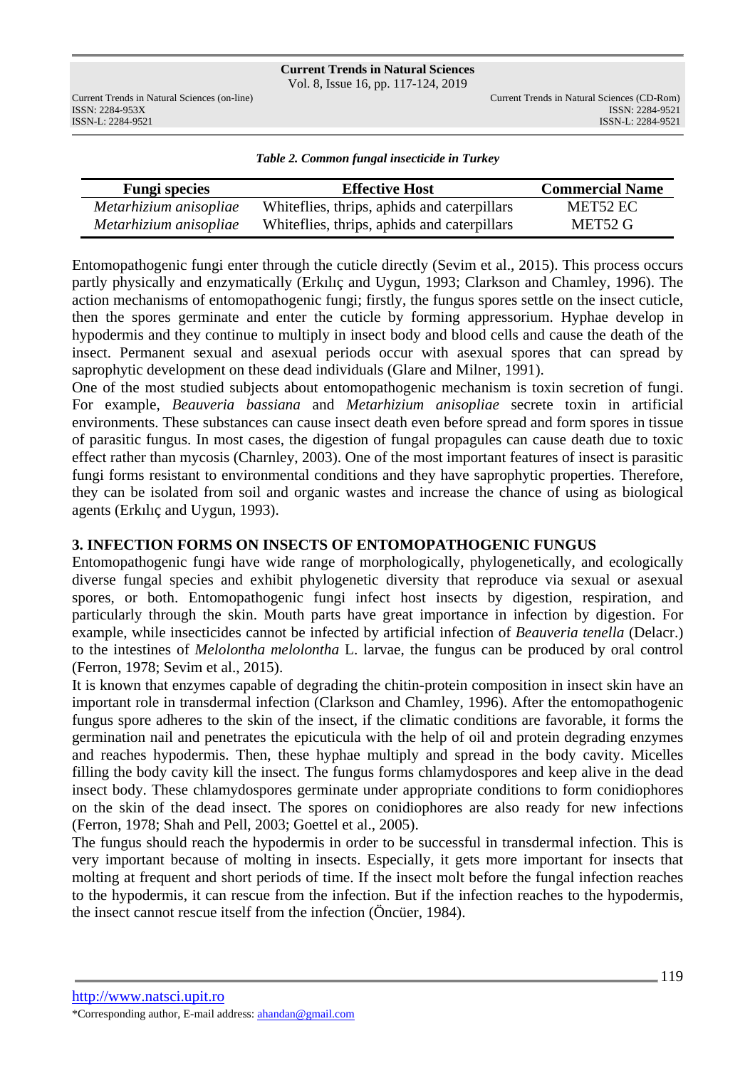*Table 2. Common fungal insecticide in Turkey*

| Fungi species | Effective Host | Commercial Name |
|---|---|---|
| *Metarhizium anisopliae* | Whiteflies, thrips, aphids and caterpillars | MET52 EC |
| *Metarhizium anisopliae* | Whiteflies, thrips, aphids and caterpillars | MET52 G |

Entomopathogenic fungi enter through the cuticle directly (Sevim et al., 2015). This process occurs partly physically and enzymatically (Erkılıç and Uygun, 1993; Clarkson and Chamley, 1996). The action mechanisms of entomopathogenic fungi; firstly, the fungus spores settle on the insect cuticle, then the spores germinate and enter the cuticle by forming appressorium. Hyphae develop in hypodermis and they continue to multiply in insect body and blood cells and cause the death of the insect. Permanent sexual and asexual periods occur with asexual spores that can spread by saprophytic development on these dead individuals (Glare and Milner, 1991).

One of the most studied subjects about entomopathogenic mechanism is toxin secretion of fungi. For example, *Beauveria bassiana* and *Metarhizium anisopliae* secrete toxin in artificial environments. These substances can cause insect death even before spread and form spores in tissue of parasitic fungus. In most cases, the digestion of fungal propagules can cause death due to toxic effect rather than mycosis (Charnley, 2003). One of the most important features of insect is parasitic fungi forms resistant to environmental conditions and they have saprophytic properties. Therefore, they can be isolated from soil and organic wastes and increase the chance of using as biological agents (Erkılıç and Uygun, 1993).

## 3. INFECTION FORMS ON INSECTS OF ENTOMOPATHOGENIC FUNGUS

Entomopathogenic fungi have wide range of morphologically, phylogenetically, and ecologically diverse fungal species and exhibit phylogenetic diversity that reproduce via sexual or asexual spores, or both. Entomopathogenic fungi infect host insects by digestion, respiration, and particularly through the skin. Mouth parts have great importance in infection by digestion. For example, while insecticides cannot be infected by artificial infection of *Beauveria tenella* (Delacr.) to the intestines of *Melolontha melolontha* L. larvae, the fungus can be produced by oral control (Ferron, 1978; Sevim et al., 2015).

It is known that enzymes capable of degrading the chitin-protein composition in insect skin have an important role in transdermal infection (Clarkson and Chamley, 1996). After the entomopathogenic fungus spore adheres to the skin of the insect, if the climatic conditions are favorable, it forms the germination nail and penetrates the epicuticula with the help of oil and protein degrading enzymes and reaches hypodermis. Then, these hyphae multiply and spread in the body cavity. Micelles filling the body cavity kill the insect. The fungus forms chlamydospores and keep alive in the dead insect body. These chlamydospores germinate under appropriate conditions to form conidiophores on the skin of the dead insect. The spores on conidiophores are also ready for new infections (Ferron, 1978; Shah and Pell, 2003; Goettel et al., 2005).

The fungus should reach the hypodermis in order to be successful in transdermal infection. This is very important because of molting in insects. Especially, it gets more important for insects that molting at frequent and short periods of time. If the insect molt before the fungal infection reaches to the hypodermis, it can rescue from the infection. But if the infection reaches to the hypodermis, the insect cannot rescue itself from the infection (Öncüer, 1984).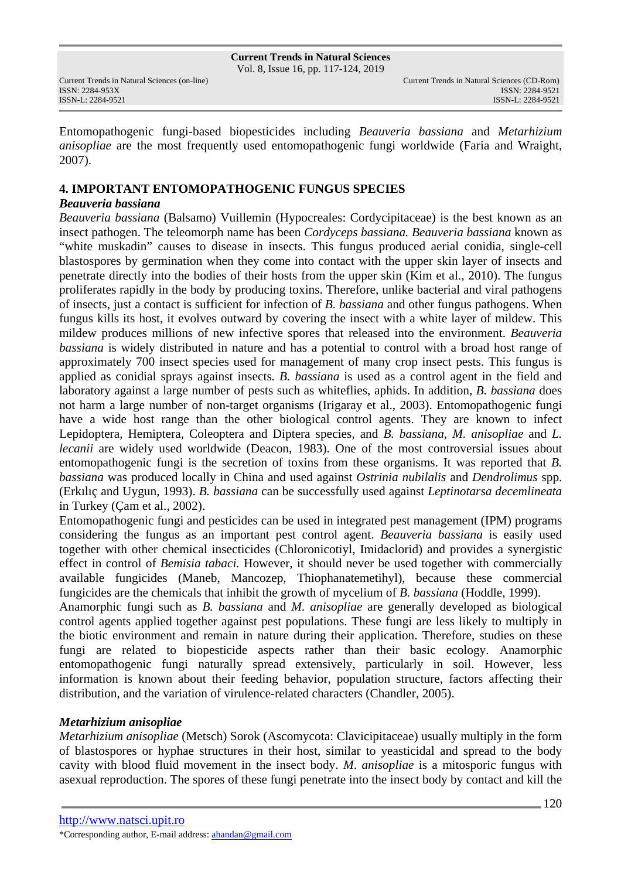Entomopathogenic fungi-based biopesticides including *Beauveria bassiana* and *Metarhizium anisopliae* are the most frequently used entomopathogenic fungi worldwide (Faria and Wraight, 2007).

## 4. IMPORTANT ENTOMOPATHOGENIC FUNGUS SPECIES

### *Beauveria bassiana*

*Beauveria bassiana* (Balsamo) Vuillemin (Hypocreales: Cordycipitaceae) is the best known as an insect pathogen. The teleomorph name has been *Cordyceps bassiana. Beauveria bassiana* known as "white muskadin" causes to disease in insects. This fungus produced aerial conidia, single-cell blastospores by germination when they come into contact with the upper skin layer of insects and penetrate directly into the bodies of their hosts from the upper skin (Kim et al., 2010). The fungus proliferates rapidly in the body by producing toxins. Therefore, unlike bacterial and viral pathogens of insects, just a contact is sufficient for infection of *B. bassiana* and other fungus pathogens. When fungus kills its host, it evolves outward by covering the insect with a white layer of mildew. This mildew produces millions of new infective spores that released into the environment. *Beauveria bassiana* is widely distributed in nature and has a potential to control with a broad host range of approximately 700 insect species used for management of many crop insect pests. This fungus is applied as conidial sprays against insects. *B. bassiana* is used as a control agent in the field and laboratory against a large number of pests such as whiteflies, aphids. In addition, *B. bassiana* does not harm a large number of non-target organisms (Irigaray et al., 2003). Entomopathogenic fungi have a wide host range than the other biological control agents. They are known to infect Lepidoptera, Hemiptera, Coleoptera and Diptera species, and *B. bassiana, M. anisopliae* and *L. lecanii* are widely used worldwide (Deacon, 1983). One of the most controversial issues about entomopathogenic fungi is the secretion of toxins from these organisms. It was reported that *B. bassiana* was produced locally in China and used against *Ostrinia nubilalis* and *Dendrolimus* spp. (Erkılıç and Uygun, 1993). *B. bassiana* can be successfully used against *Leptinotarsa decemlineata* in Turkey (Çam et al., 2002).

Entomopathogenic fungi and pesticides can be used in integrated pest management (IPM) programs considering the fungus as an important pest control agent. *Beauveria bassiana* is easily used together with other chemical insecticides (Chloronicotiyl, Imidaclorid) and provides a synergistic effect in control of *Bemisia tabaci.* However, it should never be used together with commercially available fungicides (Maneb, Mancozep, Thiophanatemetihyl), because these commercial fungicides are the chemicals that inhibit the growth of mycelium of *B. bassiana* (Hoddle, 1999).

Anamorphic fungi such as *B. bassiana* and *M. anisopliae* are generally developed as biological control agents applied together against pest populations. These fungi are less likely to multiply in the biotic environment and remain in nature during their application. Therefore, studies on these fungi are related to biopesticide aspects rather than their basic ecology. Anamorphic entomopathogenic fungi naturally spread extensively, particularly in soil. However, less information is known about their feeding behavior, population structure, factors affecting their distribution, and the variation of virulence-related characters (Chandler, 2005).

### *Metarhizium anisopliae*

*Metarhizium anisopliae* (Metsch) Sorok (Ascomycota: Clavicipitaceae) usually multiply in the form of blastospores or hyphae structures in their host, similar to yeasticidal and spread to the body cavity with blood fluid movement in the insect body. *M. anisopliae* is a mitosporic fungus with asexual reproduction. The spores of these fungi penetrate into the insect body by contact and kill the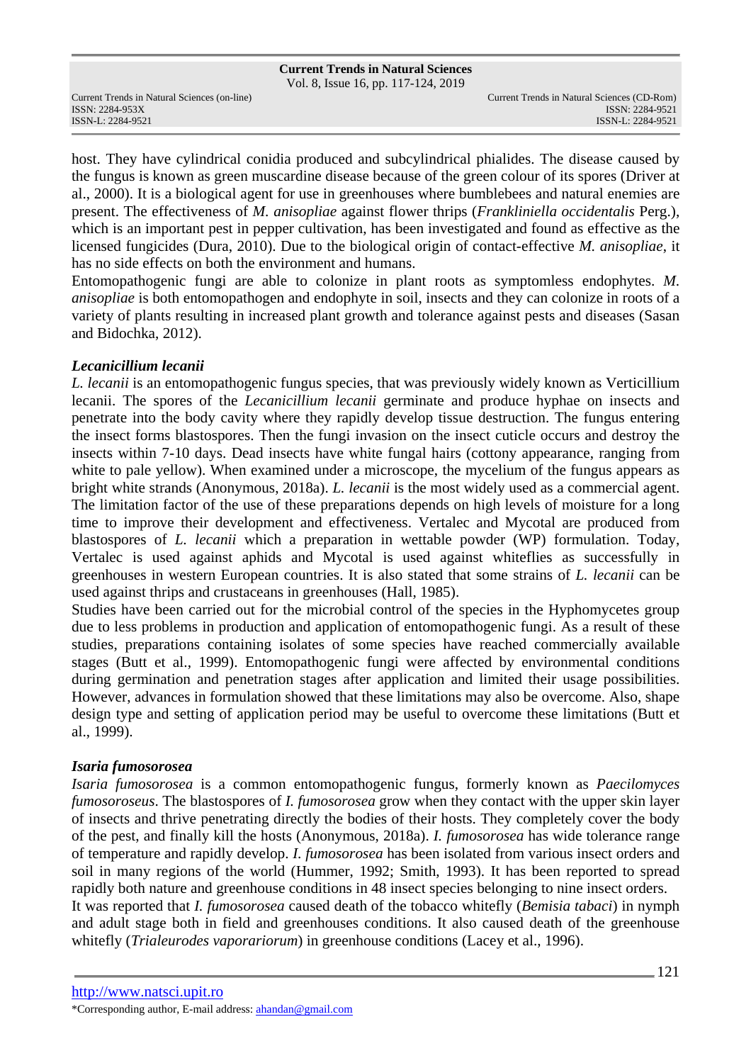host. They have cylindrical conidia produced and subcylindrical phialides. The disease caused by the fungus is known as green muscardine disease because of the green colour of its spores (Driver at al., 2000). It is a biological agent for use in greenhouses where bumblebees and natural enemies are present. The effectiveness of *M. anisopliae* against flower thrips (*Frankliniella occidentalis* Perg.), which is an important pest in pepper cultivation, has been investigated and found as effective as the licensed fungicides (Dura, 2010). Due to the biological origin of contact-effective *M. anisopliae*, it has no side effects on both the environment and humans.

Entomopathogenic fungi are able to colonize in plant roots as symptomless endophytes. *M. anisopliae* is both entomopathogen and endophyte in soil, insects and they can colonize in roots of a variety of plants resulting in increased plant growth and tolerance against pests and diseases (Sasan and Bidochka, 2012).

***Lecanicillium lecanii***

*L. lecanii* is an entomopathogenic fungus species, that was previously widely known as Verticillium lecanii. The spores of the *Lecanicillium lecanii* germinate and produce hyphae on insects and penetrate into the body cavity where they rapidly develop tissue destruction. The fungus entering the insect forms blastospores. Then the fungi invasion on the insect cuticle occurs and destroy the insects within 7-10 days. Dead insects have white fungal hairs (cottony appearance, ranging from white to pale yellow). When examined under a microscope, the mycelium of the fungus appears as bright white strands (Anonymous, 2018a). *L. lecanii* is the most widely used as a commercial agent. The limitation factor of the use of these preparations depends on high levels of moisture for a long time to improve their development and effectiveness. Vertalec and Mycotal are produced from blastospores of *L. lecanii* which a preparation in wettable powder (WP) formulation. Today, Vertalec is used against aphids and Mycotal is used against whiteflies as successfully in greenhouses in western European countries. It is also stated that some strains of *L. lecanii* can be used against thrips and crustaceans in greenhouses (Hall, 1985).

Studies have been carried out for the microbial control of the species in the Hyphomycetes group due to less problems in production and application of entomopathogenic fungi. As a result of these studies, preparations containing isolates of some species have reached commercially available stages (Butt et al., 1999). Entomopathogenic fungi were affected by environmental conditions during germination and penetration stages after application and limited their usage possibilities. However, advances in formulation showed that these limitations may also be overcome. Also, shape design type and setting of application period may be useful to overcome these limitations (Butt et al., 1999).

***Isaria fumosorosea***

*Isaria fumosorosea* is a common entomopathogenic fungus, formerly known as *Paecilomyces fumosoroseus*. The blastospores of *I. fumosorosea* grow when they contact with the upper skin layer of insects and thrive penetrating directly the bodies of their hosts. They completely cover the body of the pest, and finally kill the hosts (Anonymous, 2018a). *I. fumosorosea* has wide tolerance range of temperature and rapidly develop. *I. fumosorosea* has been isolated from various insect orders and soil in many regions of the world (Hummer, 1992; Smith, 1993). It has been reported to spread rapidly both nature and greenhouse conditions in 48 insect species belonging to nine insect orders.

It was reported that *I. fumosorosea* caused death of the tobacco whitefly (*Bemisia tabaci*) in nymph and adult stage both in field and greenhouses conditions. It also caused death of the greenhouse whitefly (*Trialeurodes vaporariorum*) in greenhouse conditions (Lacey et al., 1996).

http://www.natsci.upit.ro

*Corresponding author, E-mail address: ahandan@gmail.com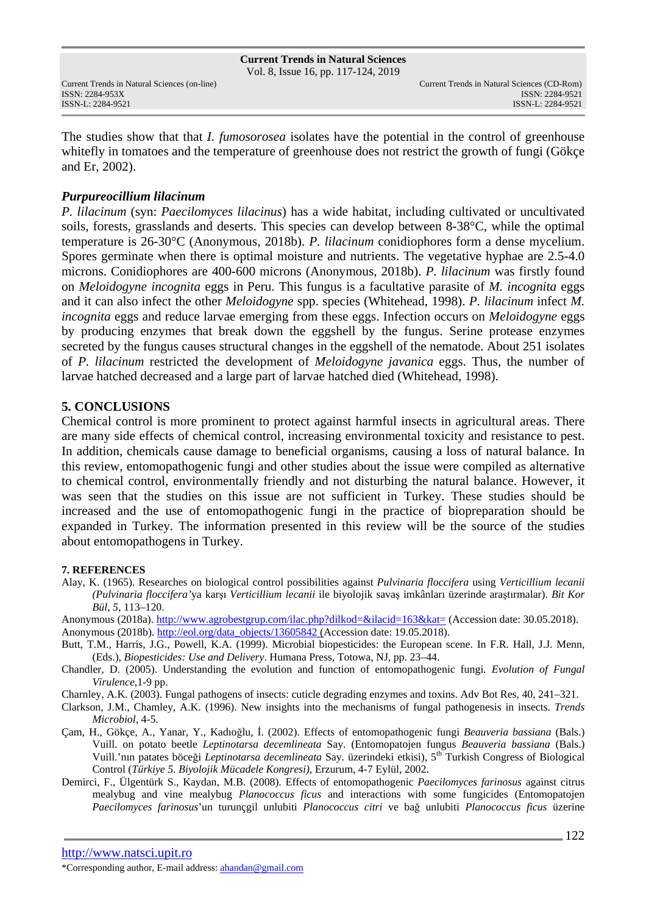The studies show that that *I. fumosorosea* isolates have the potential in the control of greenhouse whitefly in tomatoes and the temperature of greenhouse does not restrict the growth of fungi (Gökçe and Er, 2002).

### *Purpureocillium lilacinum*

*P. lilacinum* (syn: *Paecilomyces lilacinus*) has a wide habitat, including cultivated or uncultivated soils, forests, grasslands and deserts. This species can develop between 8-38°C, while the optimal temperature is 26-30°C (Anonymous, 2018b). *P. lilacinum* conidiophores form a dense mycelium. Spores germinate when there is optimal moisture and nutrients. The vegetative hyphae are 2.5-4.0 microns. Conidiophores are 400-600 microns (Anonymous, 2018b). *P. lilacinum* was firstly found on *Meloidogyne incognita* eggs in Peru. This fungus is a facultative parasite of *M. incognita* eggs and it can also infect the other *Meloidogyne* spp. species (Whitehead, 1998). *P. lilacinum* infect *M. incognita* eggs and reduce larvae emerging from these eggs. Infection occurs on *Meloidogyne* eggs by producing enzymes that break down the eggshell by the fungus. Serine protease enzymes secreted by the fungus causes structural changes in the eggshell of the nematode. About 251 isolates of *P. lilacinum* restricted the development of *Meloidogyne javanica* eggs. Thus, the number of larvae hatched decreased and a large part of larvae hatched died (Whitehead, 1998).

## 5. CONCLUSIONS

Chemical control is more prominent to protect against harmful insects in agricultural areas. There are many side effects of chemical control, increasing environmental toxicity and resistance to pest. In addition, chemicals cause damage to beneficial organisms, causing a loss of natural balance. In this review, entomopathogenic fungi and other studies about the issue were compiled as alternative to chemical control, environmentally friendly and not disturbing the natural balance. However, it was seen that the studies on this issue are not sufficient in Turkey. These studies should be increased and the use of entomopathogenic fungi in the practice of biopreparation should be expanded in Turkey. The information presented in this review will be the source of the studies about entomopathogens in Turkey.

## 7. REFERENCES

Alay, K. (1965). Researches on biological control possibilities against *Pulvinaria floccifera* using *Verticillium lecanii (Pulvinaria floccifera'*ya karşı *Verticillium lecanii* ile biyolojik savaş imkânları üzerinde araştırmalar). *Bit Kor Bül, 5*, 113–120.

Anonymous (2018a). http://www.agrobestgrup.com/ilac.php?dilkod=&ilacid=163&kat= (Accession date: 30.05.2018).

Anonymous (2018b). http://eol.org/data_objects/13605842 (Accession date: 19.05.2018).

Butt, T.M., Harris, J.G., Powell, K.A. (1999). Microbial biopesticides: the European scene. In F.R. Hall, J.J. Menn, (Eds.), *Biopesticides: Use and Delivery*. Humana Press, Totowa, NJ, pp. 23–44.

Chandler, D. (2005). Understanding the evolution and function of entomopathogenic fungi. *Evolution of Fungal Virulence*,1-9 pp.

Charnley, A.K. (2003). Fungal pathogens of insects: cuticle degrading enzymes and toxins. Adv Bot Res, 40, 241–321.

Clarkson, J.M., Chamley, A.K. (1996). New insights into the mechanisms of fungal pathogenesis in insects. *Trends Microbiol*, 4-5.

Çam, H., Gökçe, A., Yanar, Y., Kadıoğlu, İ. (2002). Effects of entomopathogenic fungi *Beauveria bassiana* (Bals.) Vuill. on potato beetle *Leptinotarsa decemlineata* Say. (Entomopatojen fungus *Beauveria bassiana* (Bals.) Vuill.'nın patates böceği *Leptinotarsa decemlineata* Say. üzerindeki etkisi), 5th Turkish Congress of Biological Control (*Türkiye 5. Biyolojik Mücadele Kongresi)*, Erzurum, 4-7 Eylül, 2002.

Demirci, F., Ülgentürk S., Kaydan, M.B. (2008). Effects of entomopathogenic *Paecilomyces farinosus* against citrus mealybug and vine mealybug *Planococcus ficus* and interactions with some fungicides (Entomopatojen *Paecilomyces farinosus*'un turunçgil unlubiti *Planococcus citri* ve bağ unlubiti *Planococcus ficus* üzerine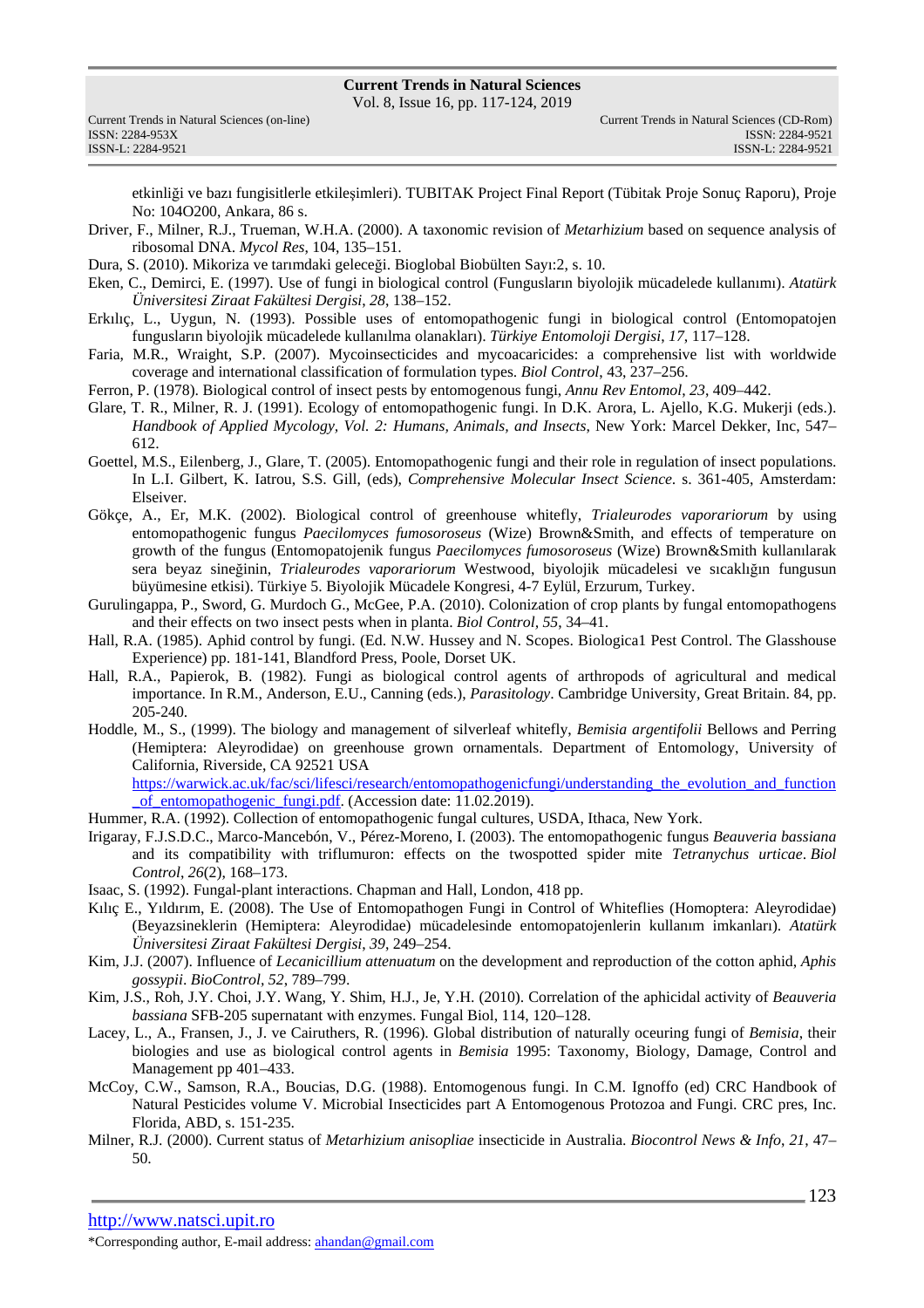etkinliği ve bazı fungisitlerle etkileşimleri). TUBITAK Project Final Report (Tübitak Proje Sonuç Raporu), Proje No: 104O200, Ankara, 86 s.

Driver, F., Milner, R.J., Trueman, W.H.A. (2000). A taxonomic revision of *Metarhizium* based on sequence analysis of ribosomal DNA. *Mycol Res*, 104, 135–151.

Dura, S. (2010). Mikoriza ve tarımdaki geleceği. Bioglobal Biobülten Sayı:2, s. 10.

Eken, C., Demirci, E. (1997). Use of fungi in biological control (Fungusların biyolojik mücadelede kullanımı). *Atatürk Üniversitesi Ziraat Fakültesi Dergisi*, *28*, 138–152.

Erkılıç, L., Uygun, N. (1993). Possible uses of entomopathogenic fungi in biological control (Entomopatojen fungusların biyolojik mücadelede kullanılma olanakları). *Türkiye Entomoloji Dergisi*, *17*, 117–128.

Faria, M.R., Wraight, S.P. (2007). Mycoinsecticides and mycoacaricides: a comprehensive list with worldwide coverage and international classification of formulation types. *Biol Control*, 43, 237–256.

Ferron, P. (1978). Biological control of insect pests by entomogenous fungi, *Annu Rev Entomol*, *23*, 409–442.

Glare, T. R., Milner, R. J. (1991). Ecology of entomopathogenic fungi. In D.K. Arora, L. Ajello, K.G. Mukerji (eds.). *Handbook of Applied Mycology, Vol. 2: Humans, Animals, and Insects*, New York: Marcel Dekker, Inc, 547–612.

Goettel, M.S., Eilenberg, J., Glare, T. (2005). Entomopathogenic fungi and their role in regulation of insect populations. In L.I. Gilbert, K. Iatrou, S.S. Gill, (eds), *Comprehensive Molecular Insect Science*. s. 361-405, Amsterdam: Elseiver.

Gökçe, A., Er, M.K. (2002). Biological control of greenhouse whitefly, *Trialeurodes vaporariorum* by using entomopathogenic fungus *Paecilomyces fumosoroseus* (Wize) Brown&Smith, and effects of temperature on growth of the fungus (Entomopatojenik fungus *Paecilomyces fumosoroseus* (Wize) Brown&Smith kullanılarak sera beyaz sineğinin, *Trialeurodes vaporariorum* Westwood, biyolojik mücadelesi ve sıcaklığın fungusun büyümesine etkisi). Türkiye 5. Biyolojik Mücadele Kongresi, 4-7 Eylül, Erzurum, Turkey.

Gurulingappa, P., Sword, G. Murdoch G., McGee, P.A. (2010). Colonization of crop plants by fungal entomopathogens and their effects on two insect pests when in planta. *Biol Control*, *55*, 34–41.

Hall, R.A. (1985). Aphid control by fungi. (Ed. N.W. Hussey and N. Scopes. Biologica1 Pest Control. The Glasshouse Experience) pp. 181-141, Blandford Press, Poole, Dorset UK.

Hall, R.A., Papierok, B. (1982). Fungi as biological control agents of arthropods of agricultural and medical importance. In R.M., Anderson, E.U., Canning (eds.), *Parasitology*. Cambridge University, Great Britain. 84, pp. 205-240.

Hoddle, M., S., (1999). The biology and management of silverleaf whitefly, *Bemisia argentifolii* Bellows and Perring (Hemiptera: Aleyrodidae) on greenhouse grown ornamentals. Department of Entomology, University of California, Riverside, CA 92521 USA https://warwick.ac.uk/fac/sci/lifesci/research/entomopathogenicfungi/understanding_the_evolution_and_function_of_entomopathogenic_fungi.pdf. (Accession date: 11.02.2019).

Hummer, R.A. (1992). Collection of entomopathogenic fungal cultures, USDA, Ithaca, New York.

Irigaray, F.J.S.D.C., Marco-Mancebón, V., Pérez-Moreno, I. (2003). The entomopathogenic fungus *Beauveria bassiana* and its compatibility with triflumuron: effects on the twospotted spider mite *Tetranychus urticae*. *Biol Control*, *26*(2), 168–173.

Isaac, S. (1992). Fungal-plant interactions. Chapman and Hall, London, 418 pp.

Kılıç E., Yıldırım, E. (2008). The Use of Entomopathogen Fungi in Control of Whiteflies (Homoptera: Aleyrodidae) (Beyazsineklerin (Hemiptera: Aleyrodidae) mücadelesinde entomopatojenlerin kullanım imkanları). *Atatürk Üniversitesi Ziraat Fakültesi Dergisi*, *39*, 249–254.

Kim, J.J. (2007). Influence of *Lecanicillium attenuatum* on the development and reproduction of the cotton aphid, *Aphis gossypii*. *BioControl*, *52*, 789–799.

Kim, J.S., Roh, J.Y. Choi, J.Y. Wang, Y. Shim, H.J., Je, Y.H. (2010). Correlation of the aphicidal activity of *Beauveria bassiana* SFB-205 supernatant with enzymes. Fungal Biol, 114, 120–128.

Lacey, L., A., Fransen, J., J. ve Cairuthers, R. (1996). Global distribution of naturally oceuring fungi of *Bemisia*, their biologies and use as biological control agents in *Bemisia* 1995: Taxonomy, Biology, Damage, Control and Management pp 401–433.

McCoy, C.W., Samson, R.A., Boucias, D.G. (1988). Entomogenous fungi. In C.M. Ignoffo (ed) CRC Handbook of Natural Pesticides volume V. Microbial Insecticides part A Entomogenous Protozoa and Fungi. CRC pres, Inc. Florida, ABD, s. 151-235.

Milner, R.J. (2000). Current status of *Metarhizium anisopliae* insecticide in Australia. *Biocontrol News & Info*, *21*, 47–50.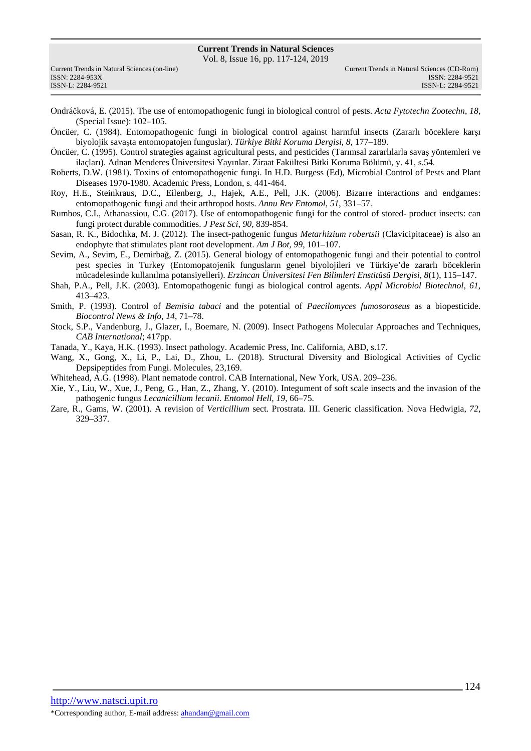Ondráčková, E. (2015). The use of entomopathogenic fungi in biological control of pests. *Acta Fytotechn Zootechn*, *18*, (Special Issue): 102–105.

Öncüer, C. (1984). Entomopathogenic fungi in biological control against harmful insects (Zararlı böceklere karşı biyolojik savaşta entomopatojen funguslar). *Türkiye Bitki Koruma Dergisi*, *8*, 177–189.

Öncüer, C. (1995). Control strategies against agricultural pests, and pesticides (Tarımsal zararlılarla savaş yöntemleri ve ilaçları). Adnan Menderes Üniversitesi Yayınlar. Ziraat Fakültesi Bitki Koruma Bölümü, y. 41, s.54.

Roberts, D.W. (1981). Toxins of entomopathogenic fungi. In H.D. Burgess (Ed), Microbial Control of Pests and Plant Diseases 1970-1980. Academic Press, London, s. 441-464.

Roy, H.E., Steinkraus, D.C., Eilenberg, J., Hajek, A.E., Pell, J.K. (2006). Bizarre interactions and endgames: entomopathogenic fungi and their arthropod hosts. *Annu Rev Entomol*, *51*, 331–57.

Rumbos, C.I., Athanassiou, C.G. (2017). Use of entomopathogenic fungi for the control of stored- product insects: can fungi protect durable commodities. *J Pest Sci*, *90*, 839-854.

Sasan, R. K., Bidochka, M. J. (2012). The insect-pathogenic fungus *Metarhizium robertsii* (Clavicipitaceae) is also an endophyte that stimulates plant root development. *Am J Bot, 99*, 101–107.

Sevim, A., Sevim, E., Demirbağ, Z. (2015). General biology of entomopathogenic fungi and their potential to control pest species in Turkey (Entomopatojenik fungusların genel biyolojileri ve Türkiye'de zararlı böceklerin mücadelesinde kullanılma potansiyelleri). *Erzincan Üniversitesi Fen Bilimleri Enstitüsü Dergisi*, *8*(1), 115–147.

Shah, P.A., Pell, J.K. (2003). Entomopathogenic fungi as biological control agents. *Appl Microbiol Biotechnol*, *61*, 413–423.

Smith, P. (1993). Control of *Bemisia tabaci* and the potential of *Paecilomyces fumosoroseus* as a biopesticide. *Biocontrol News & Info, 14*, 71–78.

Stock, S.P., Vandenburg, J., Glazer, I., Boemare, N. (2009). Insect Pathogens Molecular Approaches and Techniques, *CAB International*; 417pp.

Tanada, Y., Kaya, H.K. (1993). Insect pathology. Academic Press, Inc. California, ABD, s.17.

Wang, X., Gong, X., Li, P., Lai, D., Zhou, L. (2018). Structural Diversity and Biological Activities of Cyclic Depsipeptides from Fungi. Molecules, 23,169.

Whitehead, A.G. (1998). Plant nematode control. CAB International, New York, USA. 209–236.

Xie, Y., Liu, W., Xue, J., Peng, G., Han, Z., Zhang, Y. (2010). Integument of soft scale insects and the invasion of the pathogenic fungus *Lecanicillium lecanii*. *Entomol Hell*, *19*, 66–75.

Zare, R., Gams, W. (2001). A revision of *Verticillium* sect. Prostrata. III. Generic classification. Nova Hedwigia, *72*, 329–337.

http://www.natsci.upit.ro

*Corresponding author, E-mail address: ahandan@gmail.com